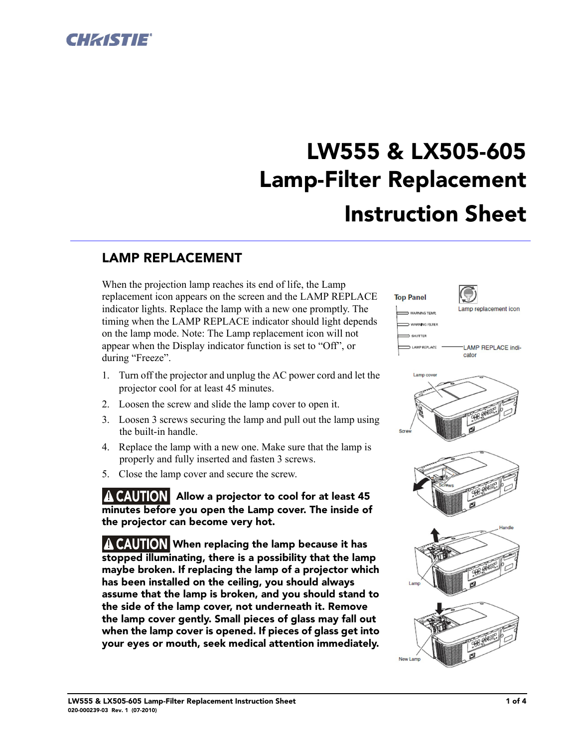# LW555 & LX505-605 Lamp-Filter Replacement Instruction Sheet

## LAMP REPLACEMENT

When the projection lamp reaches its end of life, the Lamp replacement icon appears on the screen and the LAMP REPLACE indicator lights. Replace the lamp with a new one promptly. The timing when the LAMP REPLACE indicator should light depends on the lamp mode. Note: The Lamp replacement icon will not appear when the Display indicator function is set to "Off", or during "Freeze".

1. Turn off the projector and unplug the AC power cord and let the projector cool for at least 45 minutes.
2. Loosen the screw and slide the lamp cover to open it.
3. Loosen 3 screws securing the lamp and pull out the lamp using the built-in handle.
4. Replace the lamp with a new one. Make sure that the lamp is properly and fully inserted and fasten 3 screws.
5. Close the lamp cover and secure the screw.

**⚠ CAUTION Allow a projector to cool for at least 45 minutes before you open the Lamp cover. The inside of the projector can become very hot.**

**⚠ CAUTION When replacing the lamp because it has stopped illuminating, there is a possibility that the lamp maybe broken. If replacing the lamp of a projector which has been installed on the ceiling, you should always assume that the lamp is broken, and you should stand to the side of the lamp cover, not underneath it. Remove the lamp cover gently. Small pieces of glass may fall out when the lamp cover is opened. If pieces of glass get into your eyes or mouth, seek medical attention immediately.**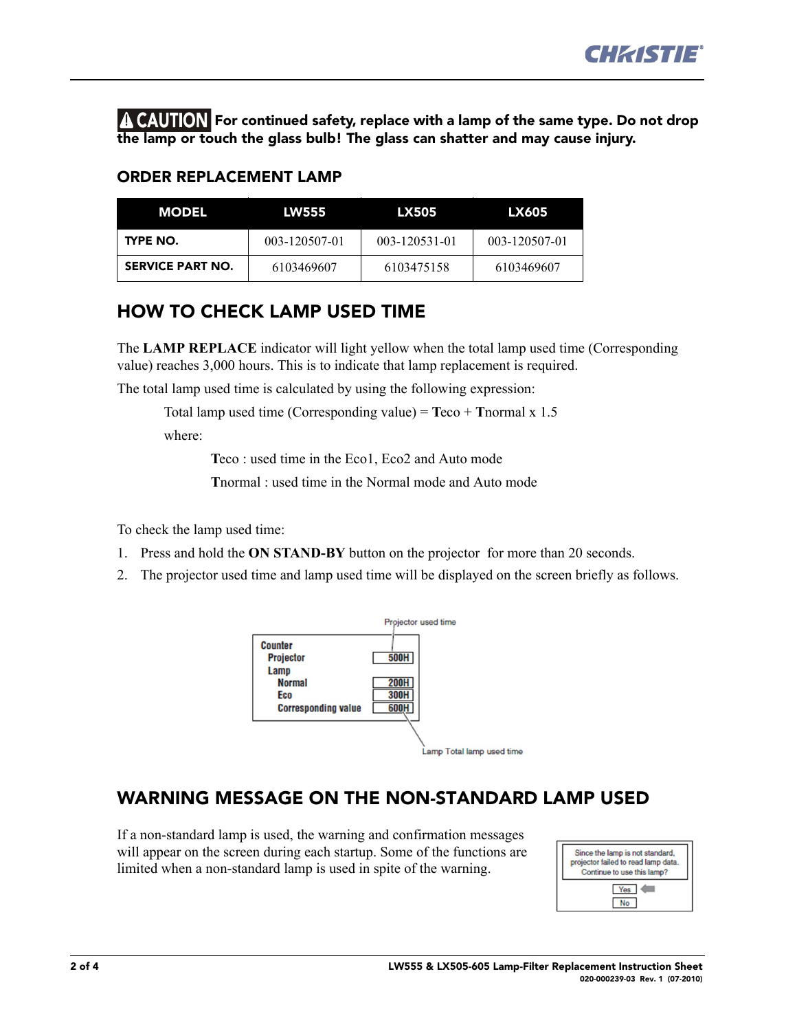**⚠ CAUTION For continued safety, replace with a lamp of the same type. Do not drop the lamp or touch the glass bulb! The glass can shatter and may cause injury.**

### ORDER REPLACEMENT LAMP

| MODEL | LW555 | LX505 | LX605 |
|---|---|---|---|
| **TYPE NO.** | 003-120507-01 | 003-120531-01 | 003-120507-01 |
| **SERVICE PART NO.** | 6103469607 | 6103475158 | 6103469607 |

## HOW TO CHECK LAMP USED TIME

The **LAMP REPLACE** indicator will light yellow when the total lamp used time (Corresponding value) reaches 3,000 hours. This is to indicate that lamp replacement is required.

The total lamp used time is calculated by using the following expression:

Total lamp used time (Corresponding value) = **T**eco + **T**normal x 1.5

where:

**T**eco : used time in the Eco1, Eco2 and Auto mode

**T**normal : used time in the Normal mode and Auto mode

To check the lamp used time:

1. Press and hold the **ON STAND-BY** button on the projector for more than 20 seconds.
2. The projector used time and lamp used time will be displayed on the screen briefly as follows.

Projector used time

| Counter | |
|---|---|
| Projector | 500H |
| Lamp | |
| Normal | 200H |
| Eco | 300H |
| Corresponding value | 600H |

Lamp Total lamp used time

## WARNING MESSAGE ON THE NON-STANDARD LAMP USED

If a non-standard lamp is used, the warning and confirmation messages will appear on the screen during each startup. Some of the functions are limited when a non-standard lamp is used in spite of the warning.

Since the lamp is not standard, projector failed to read lamp data. Continue to use this lamp?

Yes

No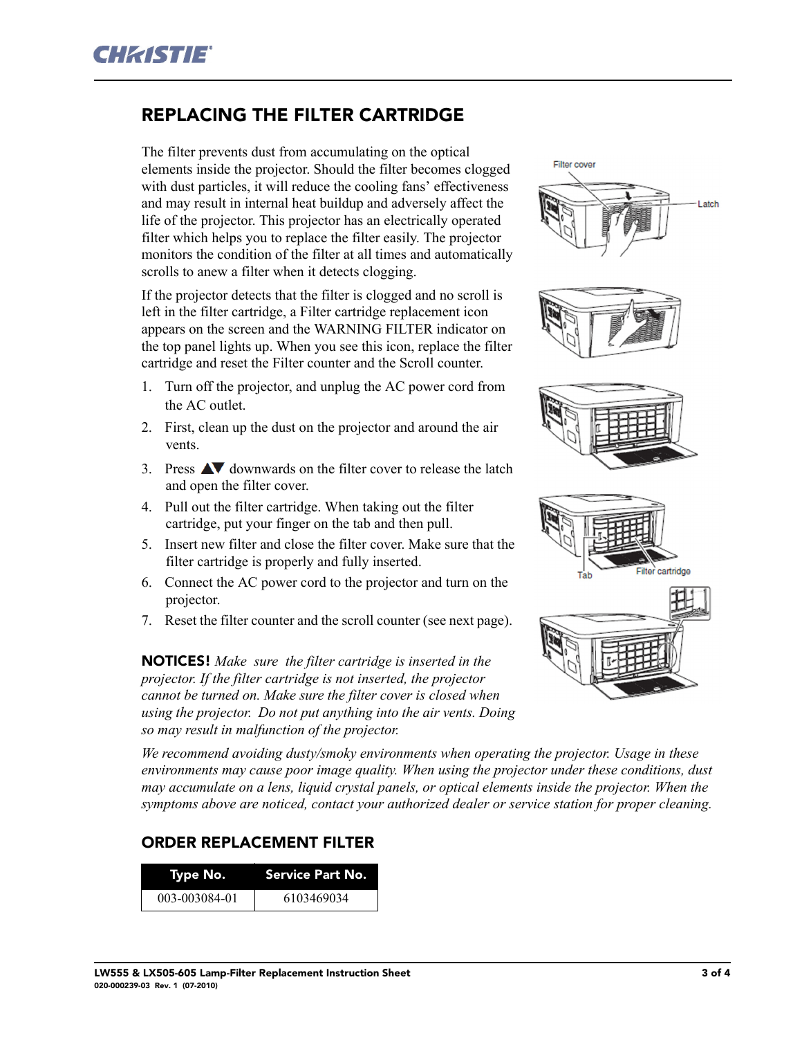# REPLACING THE FILTER CARTRIDGE

The filter prevents dust from accumulating on the optical elements inside the projector. Should the filter becomes clogged with dust particles, it will reduce the cooling fans' effectiveness and may result in internal heat buildup and adversely affect the life of the projector. This projector has an electrically operated filter which helps you to replace the filter easily. The projector monitors the condition of the filter at all times and automatically scrolls to anew a filter when it detects clogging.

If the projector detects that the filter is clogged and no scroll is left in the filter cartridge, a Filter cartridge replacement icon appears on the screen and the WARNING FILTER indicator on the top panel lights up. When you see this icon, replace the filter cartridge and reset the Filter counter and the Scroll counter.

1. Turn off the projector, and unplug the AC power cord from the AC outlet.
2. First, clean up the dust on the projector and around the air vents.
3. Press ▲▼ downwards on the filter cover to release the latch and open the filter cover.
4. Pull out the filter cartridge. When taking out the filter cartridge, put your finger on the tab and then pull.
5. Insert new filter and close the filter cover. Make sure that the filter cartridge is properly and fully inserted.
6. Connect the AC power cord to the projector and turn on the projector.
7. Reset the filter counter and the scroll counter (see next page).

**NOTICES!** *Make sure the filter cartridge is inserted in the projector. If the filter cartridge is not inserted, the projector cannot be turned on. Make sure the filter cover is closed when using the projector. Do not put anything into the air vents. Doing so may result in malfunction of the projector.*

*We recommend avoiding dusty/smoky environments when operating the projector. Usage in these environments may cause poor image quality. When using the projector under these conditions, dust may accumulate on a lens, liquid crystal panels, or optical elements inside the projector. When the symptoms above are noticed, contact your authorized dealer or service station for proper cleaning.*

## ORDER REPLACEMENT FILTER

| Type No. | Service Part No. |
|---|---|
| 003-003084-01 | 6103469034 |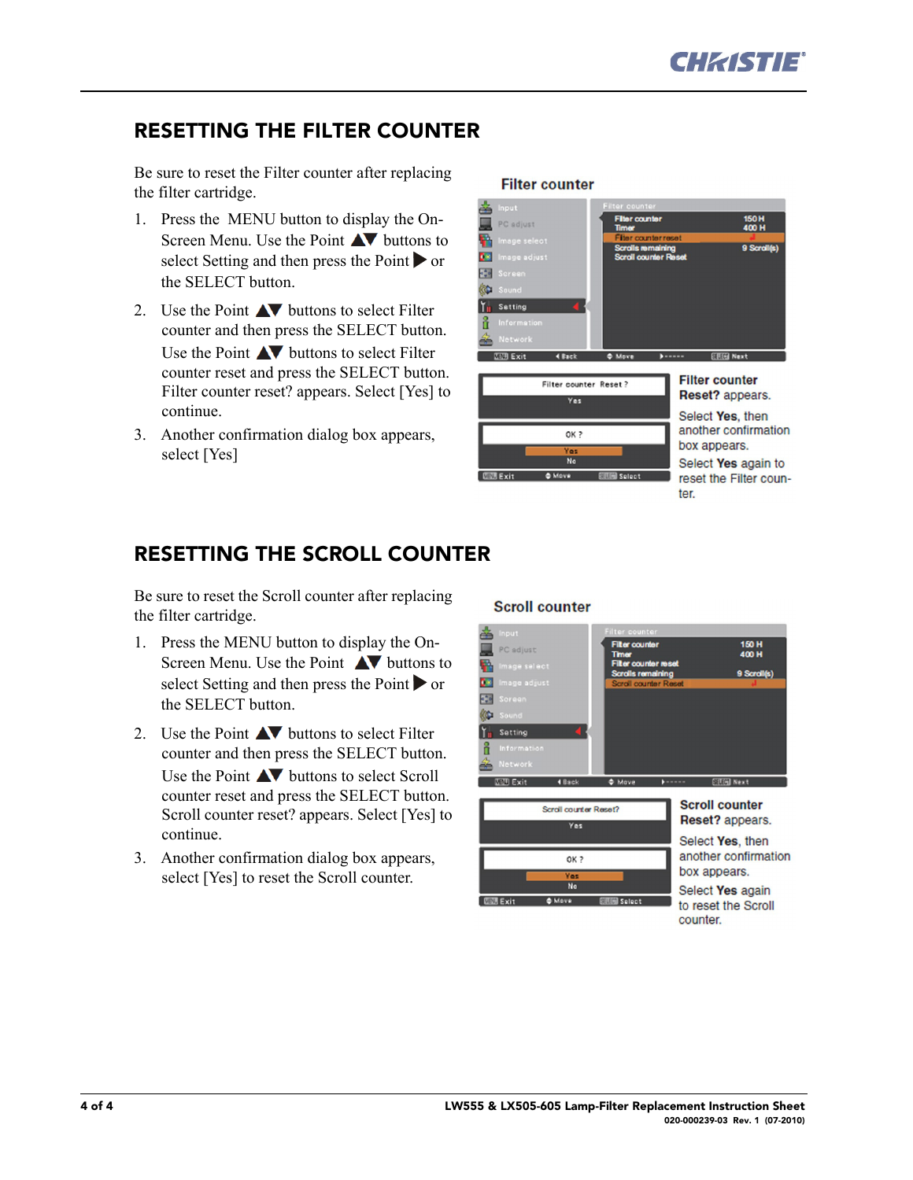## RESETTING THE FILTER COUNTER

Be sure to reset the Filter counter after replacing the filter cartridge.

1. Press the MENU button to display the On-Screen Menu. Use the Point ▲▼ buttons to select Setting and then press the Point ▶ or the SELECT button.
2. Use the Point ▲▼ buttons to select Filter counter and then press the SELECT button. Use the Point ▲▼ buttons to select Filter counter reset and press the SELECT button. Filter counter reset? appears. Select [Yes] to continue.
3. Another confirmation dialog box appears, select [Yes]

**Filter counter**

**Filter counter Reset?** appears.

Select **Yes**, then another confirmation box appears.

Select **Yes** again to reset the Filter counter.

## RESETTING THE SCROLL COUNTER

Be sure to reset the Scroll counter after replacing the filter cartridge.

1. Press the MENU button to display the On-Screen Menu. Use the Point ▲▼ buttons to select Setting and then press the Point ▶ or the SELECT button.
2. Use the Point ▲▼ buttons to select Filter counter and then press the SELECT button. Use the Point ▲▼ buttons to select Scroll counter reset and press the SELECT button. Scroll counter reset? appears. Select [Yes] to continue.
3. Another confirmation dialog box appears, select [Yes] to reset the Scroll counter.

**Scroll counter**

**Scroll counter Reset?** appears.

Select **Yes**, then another confirmation box appears.

Select **Yes** again to reset the Scroll counter.